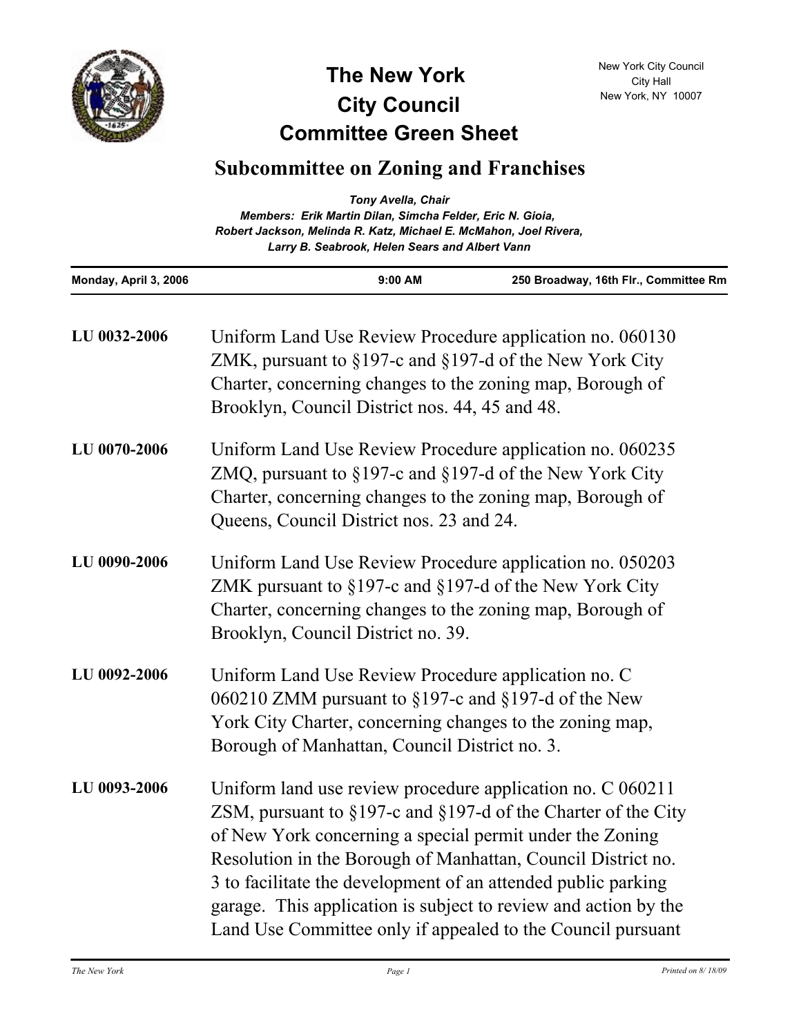# The New York City Council Committee Green Sheet

New York City Council
City Hall
New York, NY 10007

## Subcommittee on Zoning and Franchises

*Tony Avella, Chair*
*Members: Erik Martin Dilan, Simcha Felder, Eric N. Gioia, Robert Jackson, Melinda R. Katz, Michael E. McMahon, Joel Rivera, Larry B. Seabrook, Helen Sears and Albert Vann*

| Monday, April 3, 2006 | 9:00 AM | 250 Broadway, 16th Flr., Committee Rm |
|---|---|---|

**LU 0032-2006** Uniform Land Use Review Procedure application no. 060130 ZMK, pursuant to §197-c and §197-d of the New York City Charter, concerning changes to the zoning map, Borough of Brooklyn, Council District nos. 44, 45 and 48.

**LU 0070-2006** Uniform Land Use Review Procedure application no. 060235 ZMQ, pursuant to §197-c and §197-d of the New York City Charter, concerning changes to the zoning map, Borough of Queens, Council District nos. 23 and 24.

**LU 0090-2006** Uniform Land Use Review Procedure application no. 050203 ZMK pursuant to §197-c and §197-d of the New York City Charter, concerning changes to the zoning map, Borough of Brooklyn, Council District no. 39.

**LU 0092-2006** Uniform Land Use Review Procedure application no. C 060210 ZMM pursuant to §197-c and §197-d of the New York City Charter, concerning changes to the zoning map, Borough of Manhattan, Council District no. 3.

**LU 0093-2006** Uniform land use review procedure application no. C 060211 ZSM, pursuant to §197-c and §197-d of the Charter of the City of New York concerning a special permit under the Zoning Resolution in the Borough of Manhattan, Council District no. 3 to facilitate the development of an attended public parking garage. This application is subject to review and action by the Land Use Committee only if appealed to the Council pursuant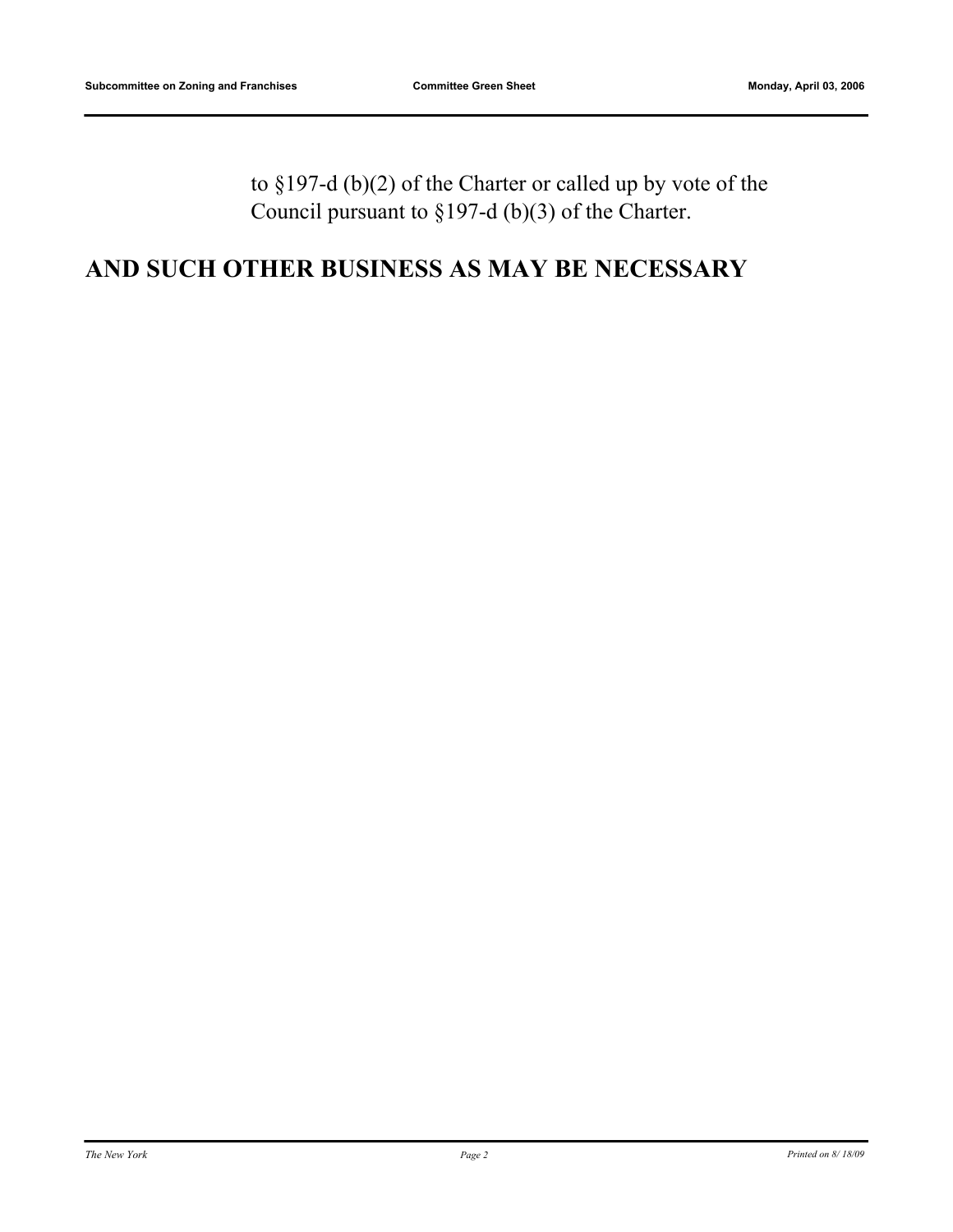to §197-d (b)(2) of the Charter or called up by vote of the Council pursuant to §197-d (b)(3) of the Charter.

## AND SUCH OTHER BUSINESS AS MAY BE NECESSARY